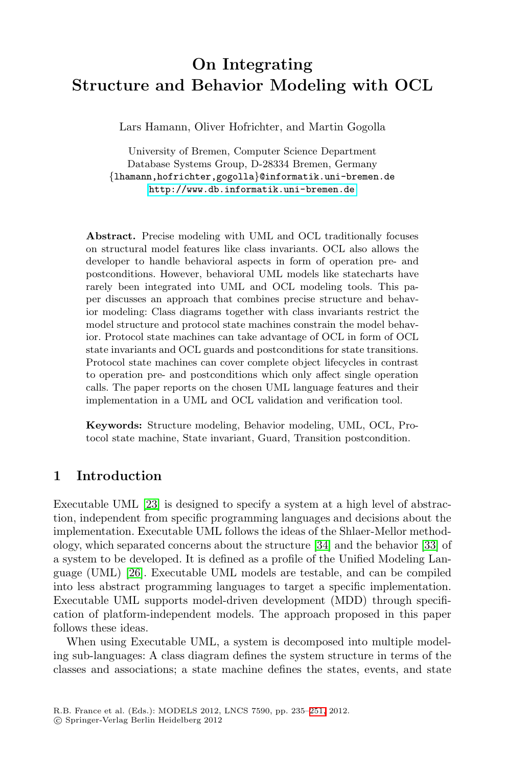# On Integrating Structure and Behavior Modeling with OCL

Lars Hamann, Oliver Hofrichter, and Martin Gogolla

University of Bremen, Computer Science Department
Database Systems Group, D-28334 Bremen, Germany
{lhamann,hofrichter,gogolla}@informatik.uni-bremen.de
http://www.db.informatik.uni-bremen.de

**Abstract.** Precise modeling with UML and OCL traditionally focuses on structural model features like class invariants. OCL also allows the developer to handle behavioral aspects in form of operation pre- and postconditions. However, behavioral UML models like statecharts have rarely been integrated into UML and OCL modeling tools. This paper discusses an approach that combines precise structure and behavior modeling: Class diagrams together with class invariants restrict the model structure and protocol state machines constrain the model behavior. Protocol state machines can take advantage of OCL in form of OCL state invariants and OCL guards and postconditions for state transitions. Protocol state machines can cover complete object lifecycles in contrast to operation pre- and postconditions which only affect single operation calls. The paper reports on the chosen UML language features and their implementation in a UML and OCL validation and verification tool.

**Keywords:** Structure modeling, Behavior modeling, UML, OCL, Protocol state machine, State invariant, Guard, Transition postcondition.

## 1 Introduction

Executable UML [23] is designed to specify a system at a high level of abstraction, independent from specific programming languages and decisions about the implementation. Executable UML follows the ideas of the Shlaer-Mellor methodology, which separated concerns about the structure [34] and the behavior [33] of a system to be developed. It is defined as a profile of the Unified Modeling Language (UML) [26]. Executable UML models are testable, and can be compiled into less abstract programming languages to target a specific implementation. Executable UML supports model-driven development (MDD) through specification of platform-independent models. The approach proposed in this paper follows these ideas.

When using Executable UML, a system is decomposed into multiple modeling sub-languages: A class diagram defines the system structure in terms of the classes and associations; a state machine defines the states, events, and state

R.B. France et al. (Eds.): MODELS 2012, LNCS 7590, pp. 235–251, 2012.
© Springer-Verlag Berlin Heidelberg 2012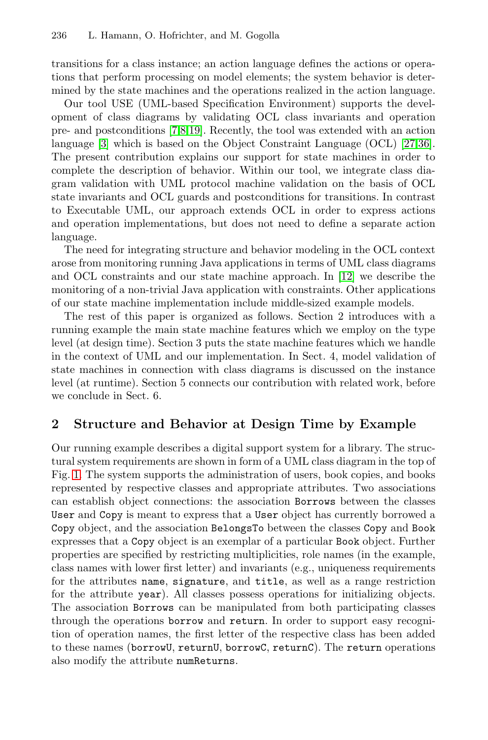transitions for a class instance; an action language defines the actions or operations that perform processing on model elements; the system behavior is determined by the state machines and the operations realized in the action language.

Our tool USE (UML-based Specification Environment) supports the development of class diagrams by validating OCL class invariants and operation pre- and postconditions [7,8,19]. Recently, the tool was extended with an action language [3] which is based on the Object Constraint Language (OCL) [27,36]. The present contribution explains our support for state machines in order to complete the description of behavior. Within our tool, we integrate class diagram validation with UML protocol machine validation on the basis of OCL state invariants and OCL guards and postconditions for transitions. In contrast to Executable UML, our approach extends OCL in order to express actions and operation implementations, but does not need to define a separate action language.

The need for integrating structure and behavior modeling in the OCL context arose from monitoring running Java applications in terms of UML class diagrams and OCL constraints and our state machine approach. In [12] we describe the monitoring of a non-trivial Java application with constraints. Other applications of our state machine implementation include middle-sized example models.

The rest of this paper is organized as follows. Section 2 introduces with a running example the main state machine features which we employ on the type level (at design time). Section 3 puts the state machine features which we handle in the context of UML and our implementation. In Sect. 4, model validation of state machines in connection with class diagrams is discussed on the instance level (at runtime). Section 5 connects our contribution with related work, before we conclude in Sect. 6.

## 2 Structure and Behavior at Design Time by Example

Our running example describes a digital support system for a library. The structural system requirements are shown in form of a UML class diagram in the top of Fig. 1. The system supports the administration of users, book copies, and books represented by respective classes and appropriate attributes. Two associations can establish object connections: the association `Borrows` between the classes `User` and `Copy` is meant to express that a `User` object has currently borrowed a `Copy` object, and the association `BelongsTo` between the classes `Copy` and `Book` expresses that a `Copy` object is an exemplar of a particular `Book` object. Further properties are specified by restricting multiplicities, role names (in the example, class names with lower first letter) and invariants (e.g., uniqueness requirements for the attributes `name`, `signature`, and `title`, as well as a range restriction for the attribute `year`). All classes possess operations for initializing objects. The association `Borrows` can be manipulated from both participating classes through the operations `borrow` and `return`. In order to support easy recognition of operation names, the first letter of the respective class has been added to these names (`borrowU`, `returnU`, `borrowC`, `returnC`). The `return` operations also modify the attribute `numReturns`.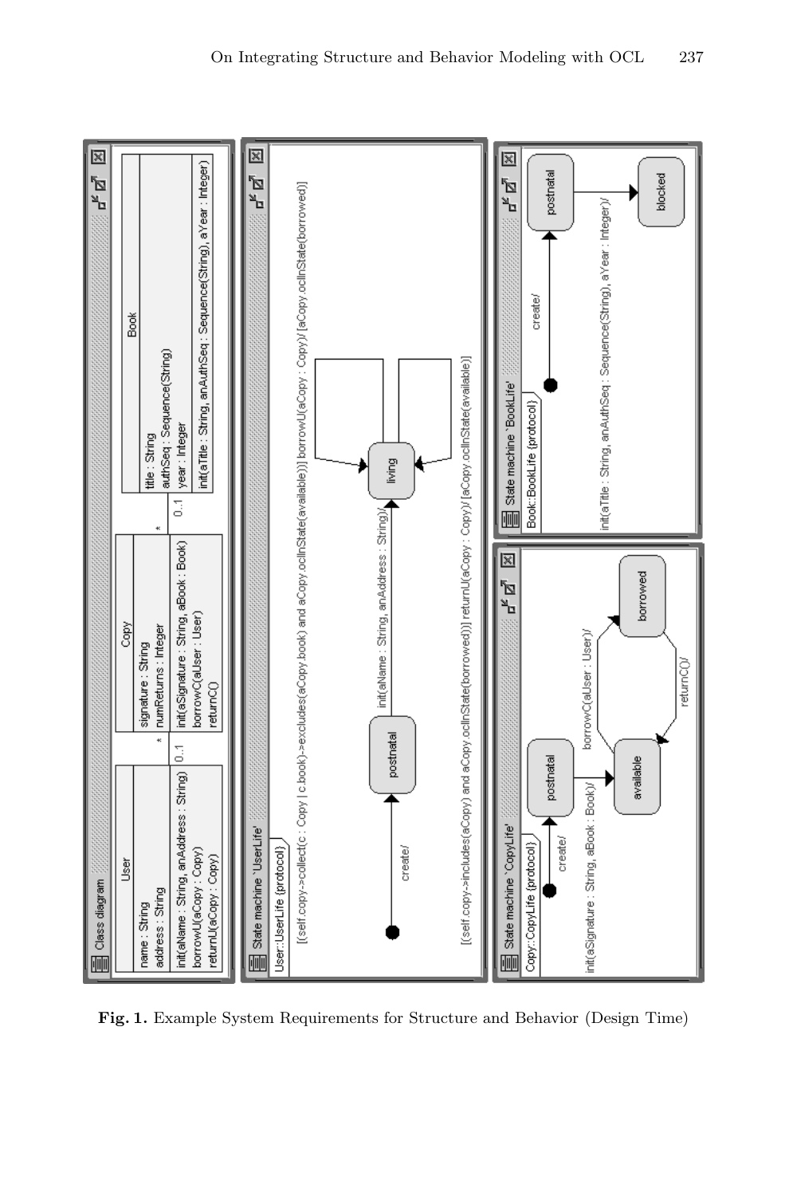**Fig. 1.** Example System Requirements for Structure and Behavior (Design Time)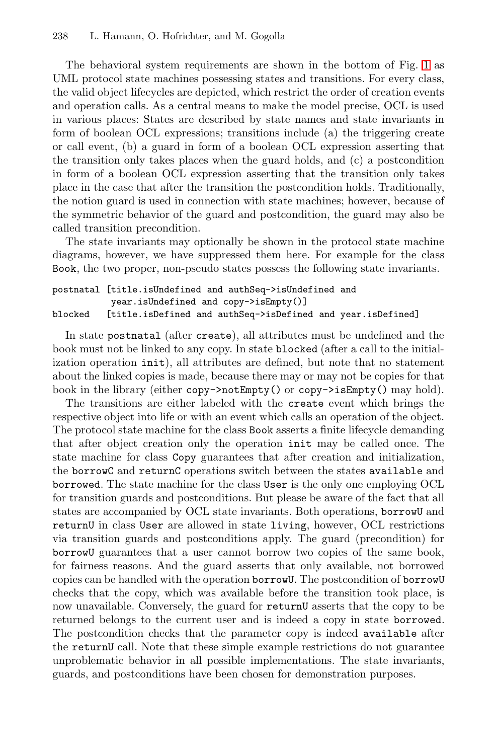The behavioral system requirements are shown in the bottom of Fig. 1 as UML protocol state machines possessing states and transitions. For every class, the valid object lifecycles are depicted, which restrict the order of creation events and operation calls. As a central means to make the model precise, OCL is used in various places: States are described by state names and state invariants in form of boolean OCL expressions; transitions include (a) the triggering create or call event, (b) a guard in form of a boolean OCL expression asserting that the transition only takes places when the guard holds, and (c) a postcondition in form of a boolean OCL expression asserting that the transition only takes place in the case that after the transition the postcondition holds. Traditionally, the notion guard is used in connection with state machines; however, because of the symmetric behavior of the guard and postcondition, the guard may also be called transition precondition.

The state invariants may optionally be shown in the protocol state machine diagrams, however, we have suppressed them here. For example for the class `Book`, the two proper, non-pseudo states possess the following state invariants.

```
postnatal [title.isUndefined and authSeq->isUndefined and
           year.isUndefined and copy->isEmpty()]
blocked   [title.isDefined and authSeq->isDefined and year.isDefined]
```

In state `postnatal` (after `create`), all attributes must be undefined and the book must not be linked to any copy. In state `blocked` (after a call to the initialization operation `init`), all attributes are defined, but note that no statement about the linked copies is made, because there may or may not be copies for that book in the library (either `copy->notEmpty()` or `copy->isEmpty()` may hold).

The transitions are either labeled with the `create` event which brings the respective object into life or with an event which calls an operation of the object. The protocol state machine for the class `Book` asserts a finite lifecycle demanding that after object creation only the operation `init` may be called once. The state machine for class `Copy` guarantees that after creation and initialization, the `borrowC` and `returnC` operations switch between the states `available` and `borrowed`. The state machine for the class `User` is the only one employing OCL for transition guards and postconditions. But please be aware of the fact that all states are accompanied by OCL state invariants. Both operations, `borrowU` and `returnU` in class `User` are allowed in state `living`, however, OCL restrictions via transition guards and postconditions apply. The guard (precondition) for `borrowU` guarantees that a user cannot borrow two copies of the same book, for fairness reasons. And the guard asserts that only available, not borrowed copies can be handled with the operation `borrowU`. The postcondition of `borrowU` checks that the copy, which was available before the transition took place, is now unavailable. Conversely, the guard for `returnU` asserts that the copy to be returned belongs to the current user and is indeed a copy in state `borrowed`. The postcondition checks that the parameter copy is indeed `available` after the `returnU` call. Note that these simple example restrictions do not guarantee unproblematic behavior in all possible implementations. The state invariants, guards, and postconditions have been chosen for demonstration purposes.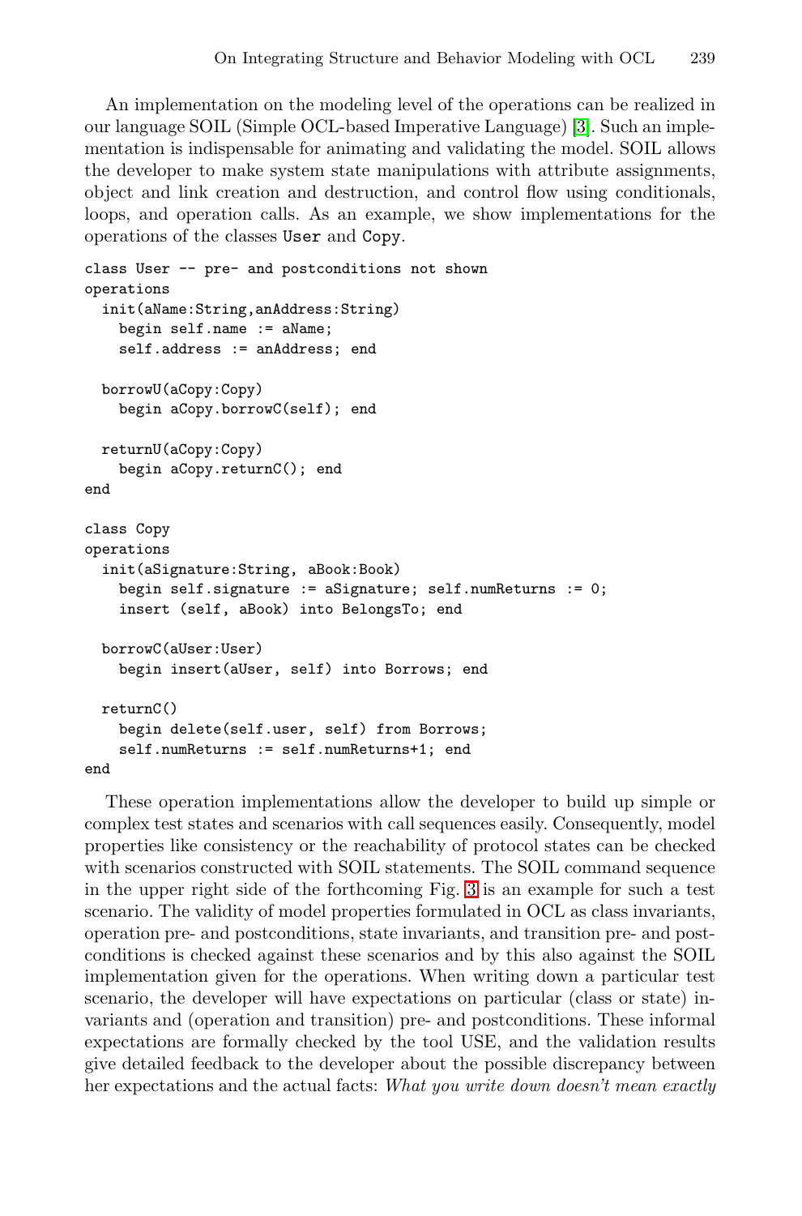An implementation on the modeling level of the operations can be realized in our language SOIL (Simple OCL-based Imperative Language) [3]. Such an implementation is indispensable for animating and validating the model. SOIL allows the developer to make system state manipulations with attribute assignments, object and link creation and destruction, and control flow using conditionals, loops, and operation calls. As an example, we show implementations for the operations of the classes `User` and `Copy`.

```
class User -- pre- and postconditions not shown
operations
  init(aName:String,anAddress:String)
    begin self.name := aName;
    self.address := anAddress; end

  borrowU(aCopy:Copy)
    begin aCopy.borrowC(self); end

  returnU(aCopy:Copy)
    begin aCopy.returnC(); end
end

class Copy
operations
  init(aSignature:String, aBook:Book)
    begin self.signature := aSignature; self.numReturns := 0;
    insert (self, aBook) into BelongsTo; end

  borrowC(aUser:User)
    begin insert(aUser, self) into Borrows; end

  returnC()
    begin delete(self.user, self) from Borrows;
    self.numReturns := self.numReturns+1; end
end
```

These operation implementations allow the developer to build up simple or complex test states and scenarios with call sequences easily. Consequently, model properties like consistency or the reachability of protocol states can be checked with scenarios constructed with SOIL statements. The SOIL command sequence in the upper right side of the forthcoming Fig. 3 is an example for such a test scenario. The validity of model properties formulated in OCL as class invariants, operation pre- and postconditions, state invariants, and transition pre- and postconditions is checked against these scenarios and by this also against the SOIL implementation given for the operations. When writing down a particular test scenario, the developer will have expectations on particular (class or state) invariants and (operation and transition) pre- and postconditions. These informal expectations are formally checked by the tool USE, and the validation results give detailed feedback to the developer about the possible discrepancy between her expectations and the actual facts: *What you write down doesn't mean exactly*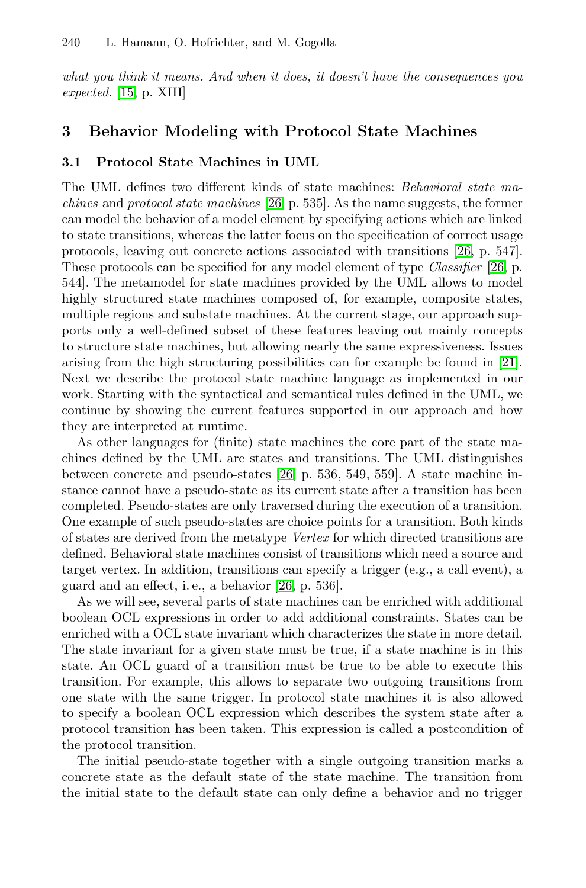*what you think it means. And when it does, it doesn't have the consequences you expected.* [15, p. XIII]

## 3 Behavior Modeling with Protocol State Machines

### 3.1 Protocol State Machines in UML

The UML defines two different kinds of state machines: *Behavioral state machines* and *protocol state machines* [26, p. 535]. As the name suggests, the former can model the behavior of a model element by specifying actions which are linked to state transitions, whereas the latter focus on the specification of correct usage protocols, leaving out concrete actions associated with transitions [26, p. 547]. These protocols can be specified for any model element of type *Classifier* [26, p. 544]. The metamodel for state machines provided by the UML allows to model highly structured state machines composed of, for example, composite states, multiple regions and substate machines. At the current stage, our approach supports only a well-defined subset of these features leaving out mainly concepts to structure state machines, but allowing nearly the same expressiveness. Issues arising from the high structuring possibilities can for example be found in [21]. Next we describe the protocol state machine language as implemented in our work. Starting with the syntactical and semantical rules defined in the UML, we continue by showing the current features supported in our approach and how they are interpreted at runtime.

As other languages for (finite) state machines the core part of the state machines defined by the UML are states and transitions. The UML distinguishes between concrete and pseudo-states [26, p. 536, 549, 559]. A state machine instance cannot have a pseudo-state as its current state after a transition has been completed. Pseudo-states are only traversed during the execution of a transition. One example of such pseudo-states are choice points for a transition. Both kinds of states are derived from the metatype *Vertex* for which directed transitions are defined. Behavioral state machines consist of transitions which need a source and target vertex. In addition, transitions can specify a trigger (e.g., a call event), a guard and an effect, i. e., a behavior [26, p. 536].

As we will see, several parts of state machines can be enriched with additional boolean OCL expressions in order to add additional constraints. States can be enriched with a OCL state invariant which characterizes the state in more detail. The state invariant for a given state must be true, if a state machine is in this state. An OCL guard of a transition must be true to be able to execute this transition. For example, this allows to separate two outgoing transitions from one state with the same trigger. In protocol state machines it is also allowed to specify a boolean OCL expression which describes the system state after a protocol transition has been taken. This expression is called a postcondition of the protocol transition.

The initial pseudo-state together with a single outgoing transition marks a concrete state as the default state of the state machine. The transition from the initial state to the default state can only define a behavior and no trigger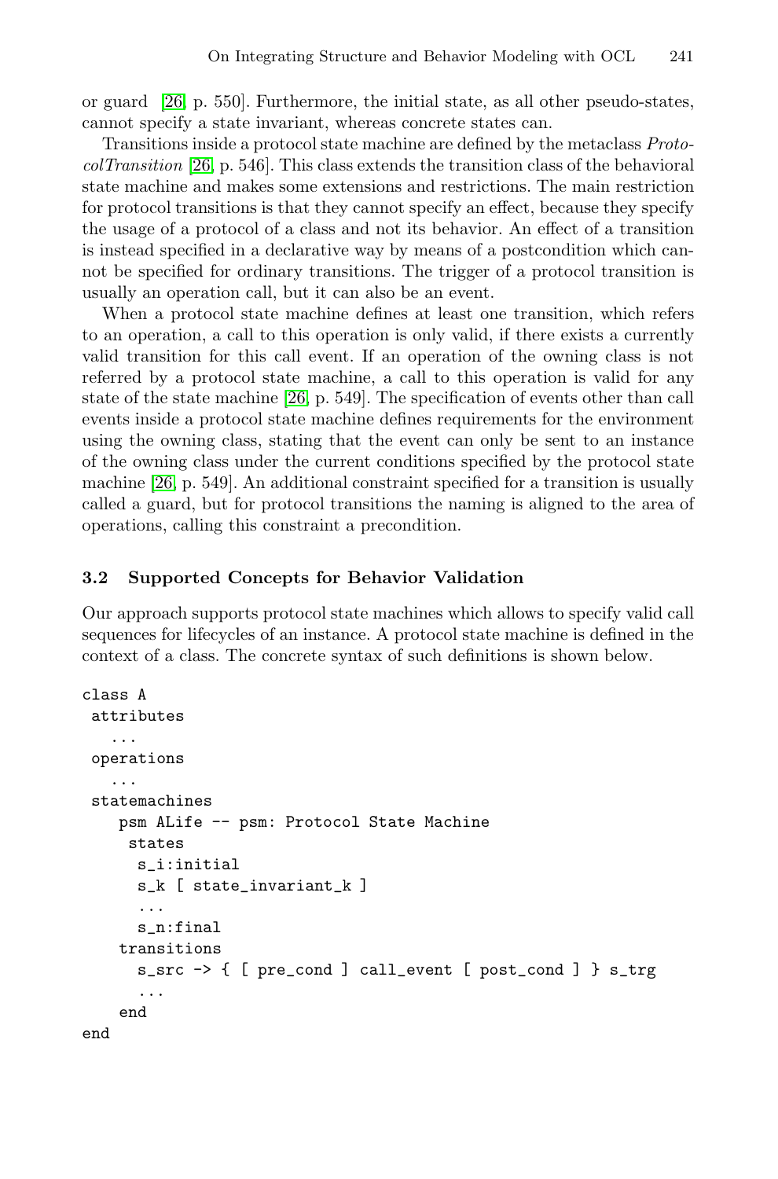or guard [26, p. 550]. Furthermore, the initial state, as all other pseudo-states, cannot specify a state invariant, whereas concrete states can.

Transitions inside a protocol state machine are defined by the metaclass *ProtocolTransition* [26, p. 546]. This class extends the transition class of the behavioral state machine and makes some extensions and restrictions. The main restriction for protocol transitions is that they cannot specify an effect, because they specify the usage of a protocol of a class and not its behavior. An effect of a transition is instead specified in a declarative way by means of a postcondition which cannot be specified for ordinary transitions. The trigger of a protocol transition is usually an operation call, but it can also be an event.

When a protocol state machine defines at least one transition, which refers to an operation, a call to this operation is only valid, if there exists a currently valid transition for this call event. If an operation of the owning class is not referred by a protocol state machine, a call to this operation is valid for any state of the state machine [26, p. 549]. The specification of events other than call events inside a protocol state machine defines requirements for the environment using the owning class, stating that the event can only be sent to an instance of the owning class under the current conditions specified by the protocol state machine [26, p. 549]. An additional constraint specified for a transition is usually called a guard, but for protocol transitions the naming is aligned to the area of operations, calling this constraint a precondition.

### 3.2 Supported Concepts for Behavior Validation

Our approach supports protocol state machines which allows to specify valid call sequences for lifecycles of an instance. A protocol state machine is defined in the context of a class. The concrete syntax of such definitions is shown below.

```
class A
 attributes
   ...
 operations
   ...
 statemachines
    psm ALife -- psm: Protocol State Machine
     states
      s_i:initial
      s_k [ state_invariant_k ]
      ...
      s_n:final
    transitions
      s_src -> { [ pre_cond ] call_event [ post_cond ] } s_trg
      ...
    end
end
```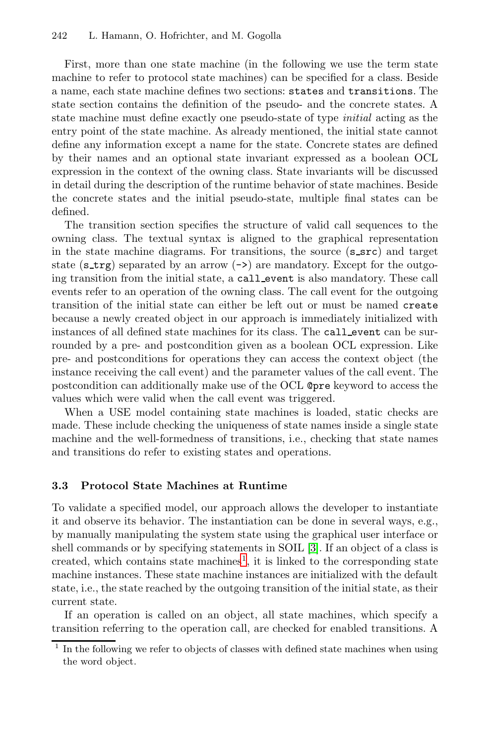First, more than one state machine (in the following we use the term state machine to refer to protocol state machines) can be specified for a class. Beside a name, each state machine defines two sections: `states` and `transitions`. The state section contains the definition of the pseudo- and the concrete states. A state machine must define exactly one pseudo-state of type *initial* acting as the entry point of the state machine. As already mentioned, the initial state cannot define any information except a name for the state. Concrete states are defined by their names and an optional state invariant expressed as a boolean OCL expression in the context of the owning class. State invariants will be discussed in detail during the description of the runtime behavior of state machines. Beside the concrete states and the initial pseudo-state, multiple final states can be defined.

The transition section specifies the structure of valid call sequences to the owning class. The textual syntax is aligned to the graphical representation in the state machine diagrams. For transitions, the source (`s_src`) and target state (`s_trg`) separated by an arrow (`->`) are mandatory. Except for the outgoing transition from the initial state, a `call_event` is also mandatory. These call events refer to an operation of the owning class. The call event for the outgoing transition of the initial state can either be left out or must be named `create` because a newly created object in our approach is immediately initialized with instances of all defined state machines for its class. The `call_event` can be surrounded by a pre- and postcondition given as a boolean OCL expression. Like pre- and postconditions for operations they can access the context object (the instance receiving the call event) and the parameter values of the call event. The postcondition can additionally make use of the OCL `@pre` keyword to access the values which were valid when the call event was triggered.

When a USE model containing state machines is loaded, static checks are made. These include checking the uniqueness of state names inside a single state machine and the well-formedness of transitions, i.e., checking that state names and transitions do refer to existing states and operations.

### 3.3 Protocol State Machines at Runtime

To validate a specified model, our approach allows the developer to instantiate it and observe its behavior. The instantiation can be done in several ways, e.g., by manually manipulating the system state using the graphical user interface or shell commands or by specifying statements in SOIL [3]. If an object of a class is created, which contains state machines[1], it is linked to the corresponding state machine instances. These state machine instances are initialized with the default state, i.e., the state reached by the outgoing transition of the initial state, as their current state.

If an operation is called on an object, all state machines, which specify a transition referring to the operation call, are checked for enabled transitions. A

[1] In the following we refer to objects of classes with defined state machines when using the word object.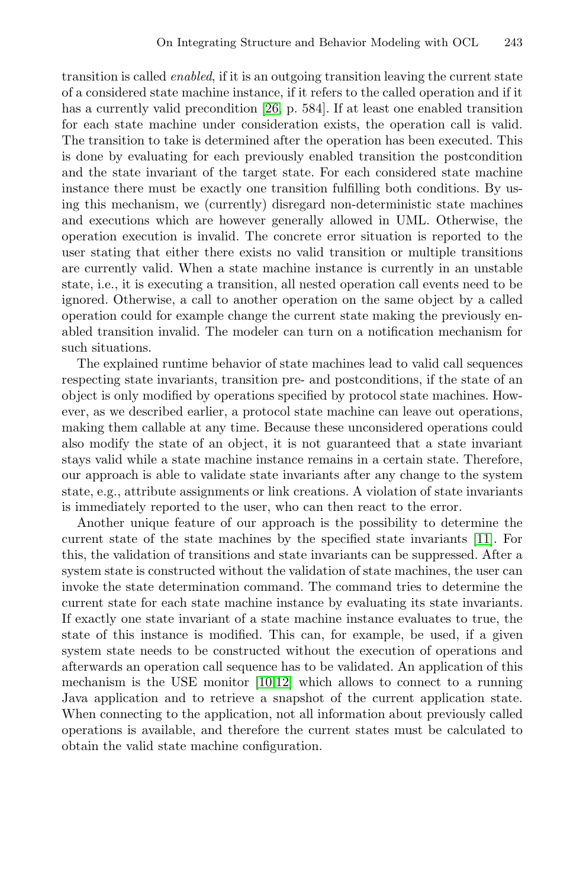transition is called *enabled*, if it is an outgoing transition leaving the current state of a considered state machine instance, if it refers to the called operation and if it has a currently valid precondition [26, p. 584]. If at least one enabled transition for each state machine under consideration exists, the operation call is valid. The transition to take is determined after the operation has been executed. This is done by evaluating for each previously enabled transition the postcondition and the state invariant of the target state. For each considered state machine instance there must be exactly one transition fulfilling both conditions. By using this mechanism, we (currently) disregard non-deterministic state machines and executions which are however generally allowed in UML. Otherwise, the operation execution is invalid. The concrete error situation is reported to the user stating that either there exists no valid transition or multiple transitions are currently valid. When a state machine instance is currently in an unstable state, i.e., it is executing a transition, all nested operation call events need to be ignored. Otherwise, a call to another operation on the same object by a called operation could for example change the current state making the previously enabled transition invalid. The modeler can turn on a notification mechanism for such situations.

The explained runtime behavior of state machines lead to valid call sequences respecting state invariants, transition pre- and postconditions, if the state of an object is only modified by operations specified by protocol state machines. However, as we described earlier, a protocol state machine can leave out operations, making them callable at any time. Because these unconsidered operations could also modify the state of an object, it is not guaranteed that a state invariant stays valid while a state machine instance remains in a certain state. Therefore, our approach is able to validate state invariants after any change to the system state, e.g., attribute assignments or link creations. A violation of state invariants is immediately reported to the user, who can then react to the error.

Another unique feature of our approach is the possibility to determine the current state of the state machines by the specified state invariants [11]. For this, the validation of transitions and state invariants can be suppressed. After a system state is constructed without the validation of state machines, the user can invoke the state determination command. The command tries to determine the current state for each state machine instance by evaluating its state invariants. If exactly one state invariant of a state machine instance evaluates to true, the state of this instance is modified. This can, for example, be used, if a given system state needs to be constructed without the execution of operations and afterwards an operation call sequence has to be validated. An application of this mechanism is the USE monitor [10,12] which allows to connect to a running Java application and to retrieve a snapshot of the current application state. When connecting to the application, not all information about previously called operations is available, and therefore the current states must be calculated to obtain the valid state machine configuration.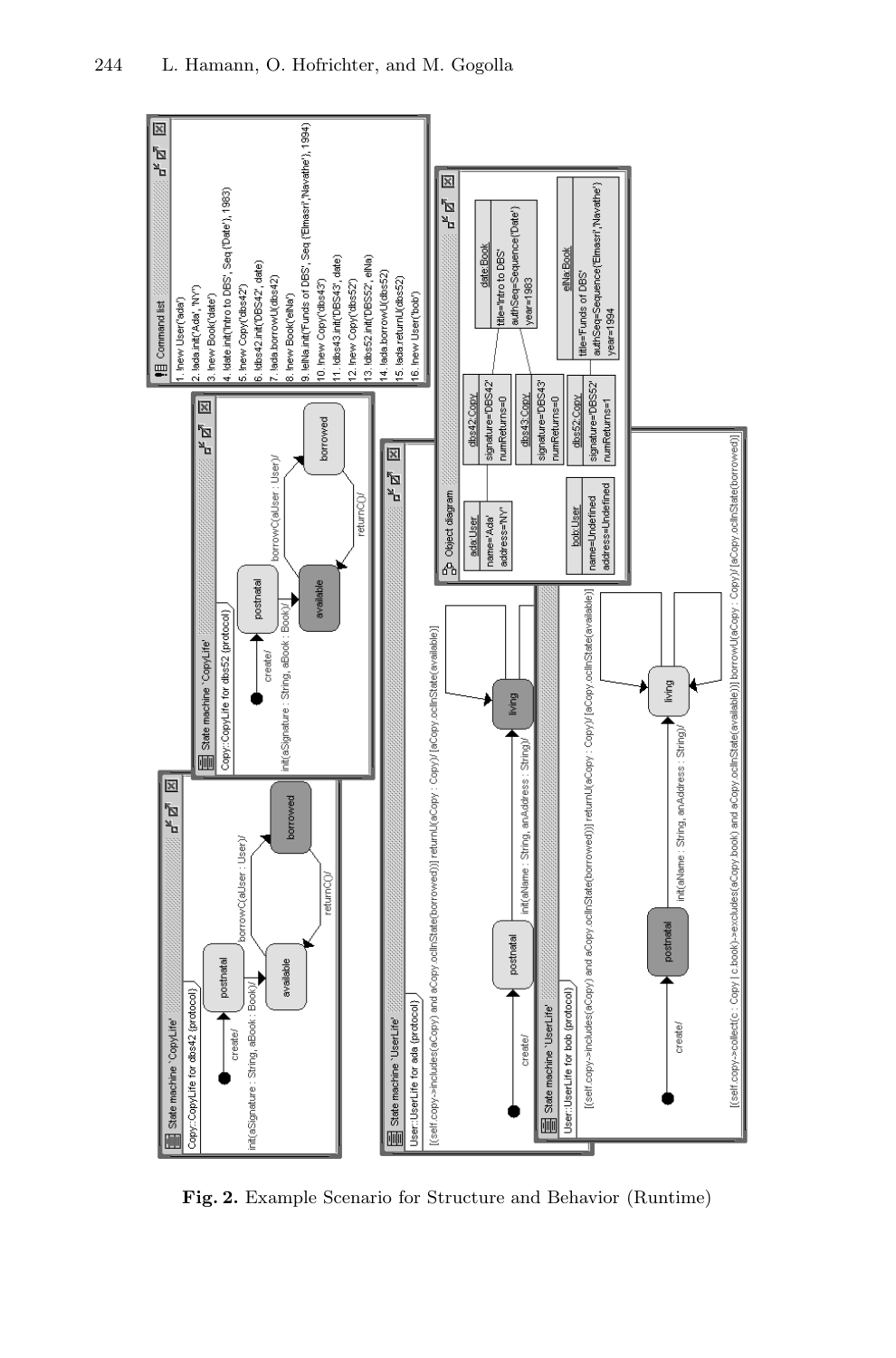**Fig. 2.** Example Scenario for Structure and Behavior (Runtime)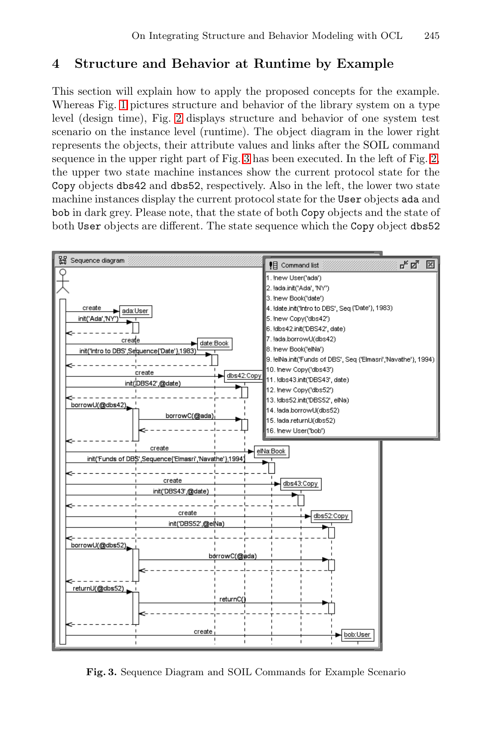## 4 Structure and Behavior at Runtime by Example

This section will explain how to apply the proposed concepts for the example. Whereas Fig. 1 pictures structure and behavior of the library system on a type level (design time), Fig. 2 displays structure and behavior of one system test scenario on the instance level (runtime). The object diagram in the lower right represents the objects, their attribute values and links after the SOIL command sequence in the upper right part of Fig. 3 has been executed. In the left of Fig. 2, the upper two state machine instances show the current protocol state for the `Copy` objects `dbs42` and `dbs52`, respectively. Also in the left, the lower two state machine instances display the current protocol state for the `User` objects `ada` and `bob` in dark grey. Please note, that the state of both `Copy` objects and the state of both `User` objects are different. The state sequence which the `Copy` object `dbs52`

Fig. 3. Sequence Diagram and SOIL Commands for Example Scenario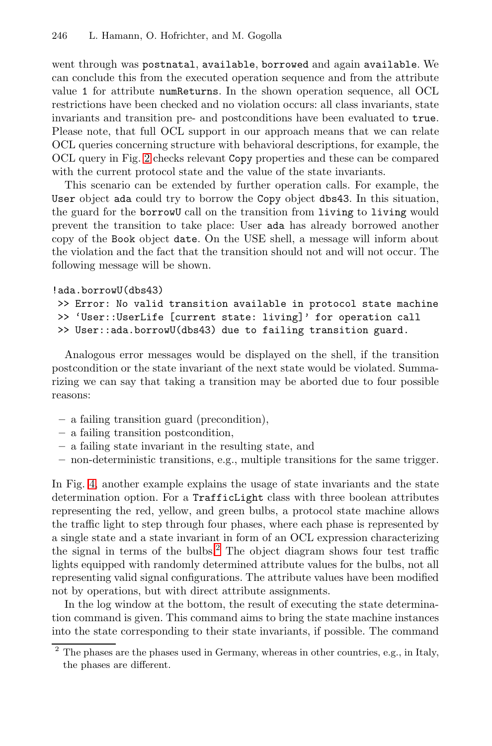went through was `postnatal`, `available`, `borrowed` and again `available`. We can conclude this from the executed operation sequence and from the attribute value `1` for attribute `numReturns`. In the shown operation sequence, all OCL restrictions have been checked and no violation occurs: all class invariants, state invariants and transition pre- and postconditions have been evaluated to `true`. Please note, that full OCL support in our approach means that we can relate OCL queries concerning structure with behavioral descriptions, for example, the OCL query in Fig. 2 checks relevant `Copy` properties and these can be compared with the current protocol state and the value of the state invariants.

This scenario can be extended by further operation calls. For example, the `User` object `ada` could try to borrow the `Copy` object `dbs43`. In this situation, the guard for the `borrowU` call on the transition from `living` to `living` would prevent the transition to take place: User `ada` has already borrowed another copy of the `Book` object `date`. On the USE shell, a message will inform about the violation and the fact that the transition should not and will not occur. The following message will be shown.

```
!ada.borrowU(dbs43)
 >> Error: No valid transition available in protocol state machine
 >> 'User::UserLife [current state: living]' for operation call
 >> User::ada.borrowU(dbs43) due to failing transition guard.
```

Analogous error messages would be displayed on the shell, if the transition postcondition or the state invariant of the next state would be violated. Summarizing we can say that taking a transition may be aborted due to four possible reasons:

- a failing transition guard (precondition),
- a failing transition postcondition,
- a failing state invariant in the resulting state, and
- non-deterministic transitions, e.g., multiple transitions for the same trigger.

In Fig. 4, another example explains the usage of state invariants and the state determination option. For a `TrafficLight` class with three boolean attributes representing the red, yellow, and green bulbs, a protocol state machine allows the traffic light to step through four phases, where each phase is represented by a single state and a state invariant in form of an OCL expression characterizing the signal in terms of the bulbs.[2] The object diagram shows four test traffic lights equipped with randomly determined attribute values for the bulbs, not all representing valid signal configurations. The attribute values have been modified not by operations, but with direct attribute assignments.

In the log window at the bottom, the result of executing the state determination command is given. This command aims to bring the state machine instances into the state corresponding to their state invariants, if possible. The command

[2] The phases are the phases used in Germany, whereas in other countries, e.g., in Italy, the phases are different.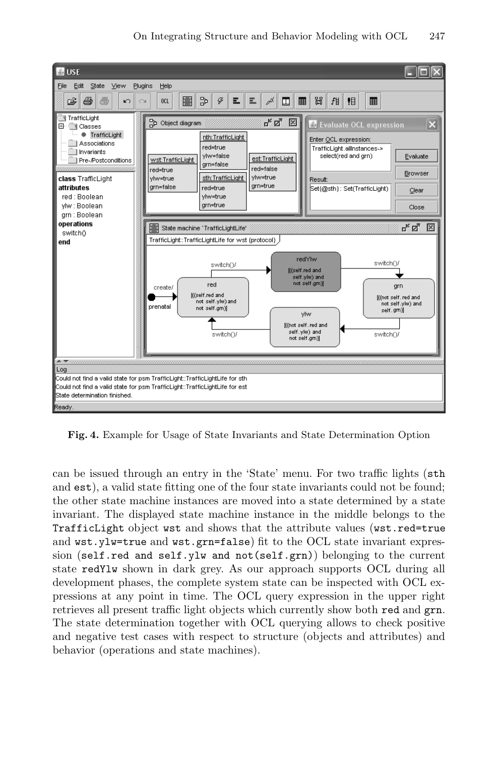**Fig. 4.** Example for Usage of State Invariants and State Determination Option

can be issued through an entry in the 'State' menu. For two traffic lights (sth and est), a valid state fitting one of the four state invariants could not be found; the other state machine instances are moved into a state determined by a state invariant. The displayed state machine instance in the middle belongs to the TrafficLight object wst and shows that the attribute values (wst.red=true and wst.ylw=true and wst.grn=false) fit to the OCL state invariant expression (self.red and self.ylw and not(self.grn)) belonging to the current state redYlw shown in dark grey. As our approach supports OCL during all development phases, the complete system state can be inspected with OCL expressions at any point in time. The OCL query expression in the upper right retrieves all present traffic light objects which currently show both red and grn. The state determination together with OCL querying allows to check positive and negative test cases with respect to structure (objects and attributes) and behavior (operations and state machines).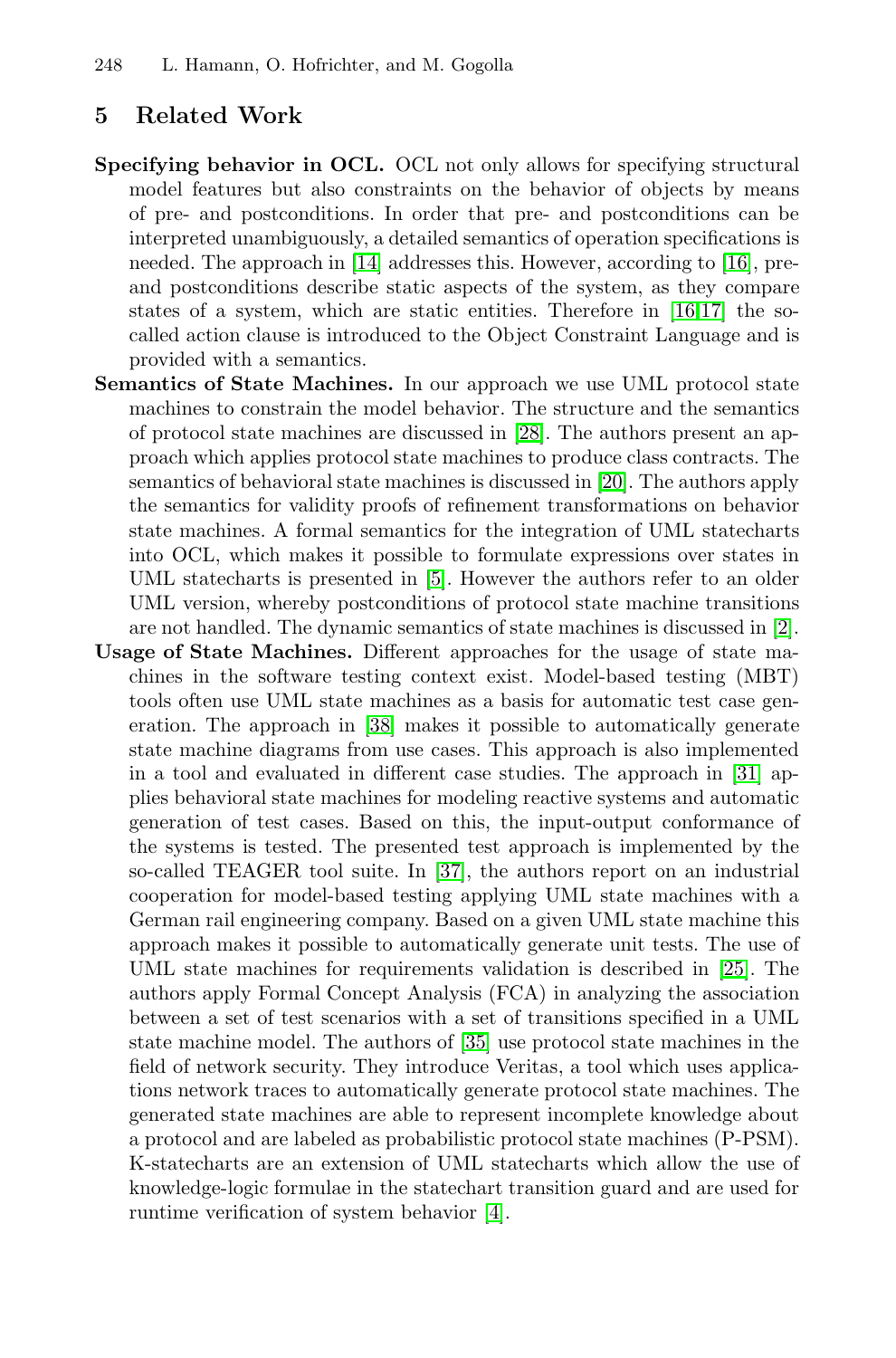## 5 Related Work

**Specifying behavior in OCL.** OCL not only allows for specifying structural model features but also constraints on the behavior of objects by means of pre- and postconditions. In order that pre- and postconditions can be interpreted unambiguously, a detailed semantics of operation specifications is needed. The approach in [14] addresses this. However, according to [16], pre- and postconditions describe static aspects of the system, as they compare states of a system, which are static entities. Therefore in [16,17] the so-called action clause is introduced to the Object Constraint Language and is provided with a semantics.

**Semantics of State Machines.** In our approach we use UML protocol state machines to constrain the model behavior. The structure and the semantics of protocol state machines are discussed in [28]. The authors present an approach which applies protocol state machines to produce class contracts. The semantics of behavioral state machines is discussed in [20]. The authors apply the semantics for validity proofs of refinement transformations on behavior state machines. A formal semantics for the integration of UML statecharts into OCL, which makes it possible to formulate expressions over states in UML statecharts is presented in [5]. However the authors refer to an older UML version, whereby postconditions of protocol state machine transitions are not handled. The dynamic semantics of state machines is discussed in [2].

**Usage of State Machines.** Different approaches for the usage of state machines in the software testing context exist. Model-based testing (MBT) tools often use UML state machines as a basis for automatic test case generation. The approach in [38] makes it possible to automatically generate state machine diagrams from use cases. This approach is also implemented in a tool and evaluated in different case studies. The approach in [31] applies behavioral state machines for modeling reactive systems and automatic generation of test cases. Based on this, the input-output conformance of the systems is tested. The presented test approach is implemented by the so-called TEAGER tool suite. In [37], the authors report on an industrial cooperation for model-based testing applying UML state machines with a German rail engineering company. Based on a given UML state machine this approach makes it possible to automatically generate unit tests. The use of UML state machines for requirements validation is described in [25]. The authors apply Formal Concept Analysis (FCA) in analyzing the association between a set of test scenarios with a set of transitions specified in a UML state machine model. The authors of [35] use protocol state machines in the field of network security. They introduce Veritas, a tool which uses applications network traces to automatically generate protocol state machines. The generated state machines are able to represent incomplete knowledge about a protocol and are labeled as probabilistic protocol state machines (P-PSM). K-statecharts are an extension of UML statecharts which allow the use of knowledge-logic formulae in the statechart transition guard and are used for runtime verification of system behavior [4].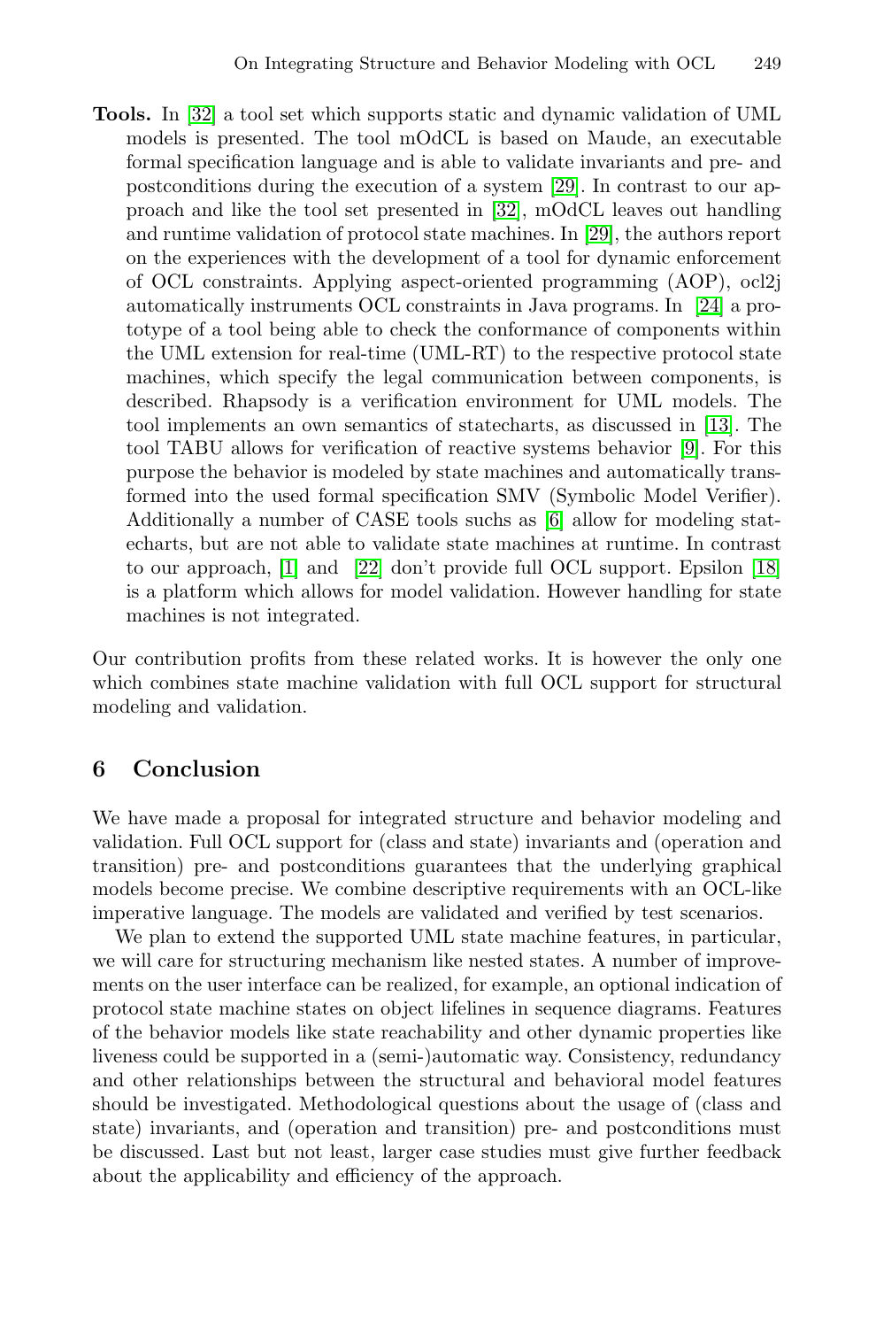**Tools.** In [32] a tool set which supports static and dynamic validation of UML models is presented. The tool mOdCL is based on Maude, an executable formal specification language and is able to validate invariants and pre- and postconditions during the execution of a system [29]. In contrast to our approach and like the tool set presented in [32], mOdCL leaves out handling and runtime validation of protocol state machines. In [29], the authors report on the experiences with the development of a tool for dynamic enforcement of OCL constraints. Applying aspect-oriented programming (AOP), ocl2j automatically instruments OCL constraints in Java programs. In [24] a prototype of a tool being able to check the conformance of components within the UML extension for real-time (UML-RT) to the respective protocol state machines, which specify the legal communication between components, is described. Rhapsody is a verification environment for UML models. The tool implements an own semantics of statecharts, as discussed in [13]. The tool TABU allows for verification of reactive systems behavior [9]. For this purpose the behavior is modeled by state machines and automatically transformed into the used formal specification SMV (Symbolic Model Verifier). Additionally a number of CASE tools suchs as [6] allow for modeling statecharts, but are not able to validate state machines at runtime. In contrast to our approach, [1] and [22] don't provide full OCL support. Epsilon [18] is a platform which allows for model validation. However handling for state machines is not integrated.

Our contribution profits from these related works. It is however the only one which combines state machine validation with full OCL support for structural modeling and validation.

## 6 Conclusion

We have made a proposal for integrated structure and behavior modeling and validation. Full OCL support for (class and state) invariants and (operation and transition) pre- and postconditions guarantees that the underlying graphical models become precise. We combine descriptive requirements with an OCL-like imperative language. The models are validated and verified by test scenarios.

We plan to extend the supported UML state machine features, in particular, we will care for structuring mechanism like nested states. A number of improvements on the user interface can be realized, for example, an optional indication of protocol state machine states on object lifelines in sequence diagrams. Features of the behavior models like state reachability and other dynamic properties like liveness could be supported in a (semi-)automatic way. Consistency, redundancy and other relationships between the structural and behavioral model features should be investigated. Methodological questions about the usage of (class and state) invariants, and (operation and transition) pre- and postconditions must be discussed. Last but not least, larger case studies must give further feedback about the applicability and efficiency of the approach.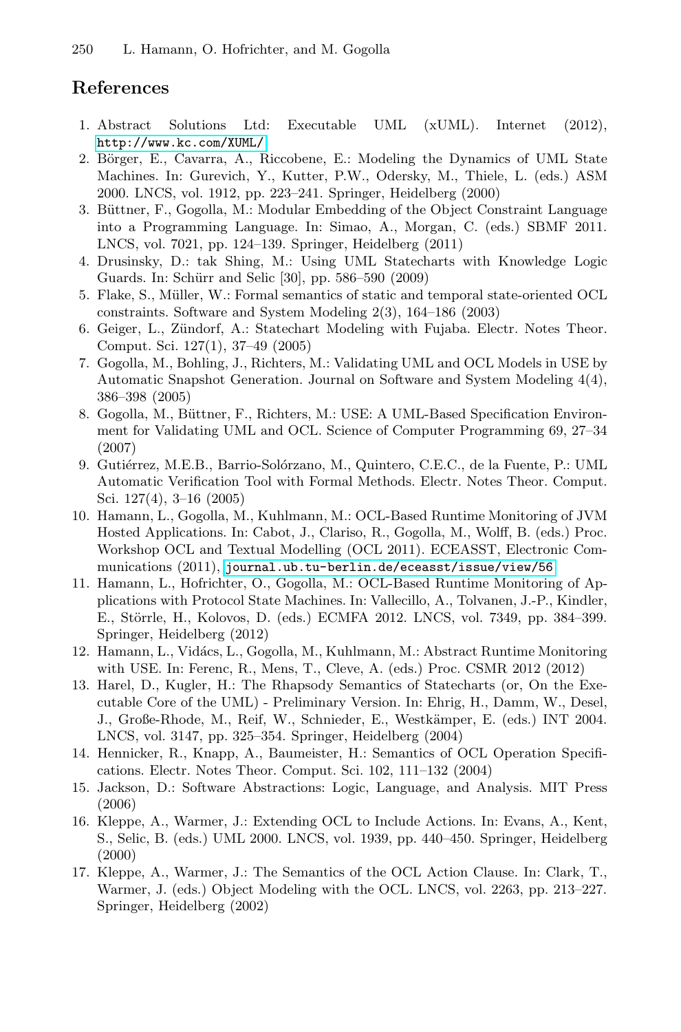## References

1. Abstract Solutions Ltd: Executable UML (xUML). Internet (2012), http://www.kc.com/XUML/
2. Börger, E., Cavarra, A., Riccobene, E.: Modeling the Dynamics of UML State Machines. In: Gurevich, Y., Kutter, P.W., Odersky, M., Thiele, L. (eds.) ASM 2000. LNCS, vol. 1912, pp. 223–241. Springer, Heidelberg (2000)
3. Büttner, F., Gogolla, M.: Modular Embedding of the Object Constraint Language into a Programming Language. In: Simao, A., Morgan, C. (eds.) SBMF 2011. LNCS, vol. 7021, pp. 124–139. Springer, Heidelberg (2011)
4. Drusinsky, D.: tak Shing, M.: Using UML Statecharts with Knowledge Logic Guards. In: Schürr and Selic [30], pp. 586–590 (2009)
5. Flake, S., Müller, W.: Formal semantics of static and temporal state-oriented OCL constraints. Software and System Modeling 2(3), 164–186 (2003)
6. Geiger, L., Zündorf, A.: Statechart Modeling with Fujaba. Electr. Notes Theor. Comput. Sci. 127(1), 37–49 (2005)
7. Gogolla, M., Bohling, J., Richters, M.: Validating UML and OCL Models in USE by Automatic Snapshot Generation. Journal on Software and System Modeling 4(4), 386–398 (2005)
8. Gogolla, M., Büttner, F., Richters, M.: USE: A UML-Based Specification Environment for Validating UML and OCL. Science of Computer Programming 69, 27–34 (2007)
9. Gutiérrez, M.E.B., Barrio-Solórzano, M., Quintero, C.E.C., de la Fuente, P.: UML Automatic Verification Tool with Formal Methods. Electr. Notes Theor. Comput. Sci. 127(4), 3–16 (2005)
10. Hamann, L., Gogolla, M., Kuhlmann, M.: OCL-Based Runtime Monitoring of JVM Hosted Applications. In: Cabot, J., Clariso, R., Gogolla, M., Wolff, B. (eds.) Proc. Workshop OCL and Textual Modelling (OCL 2011). ECEASST, Electronic Communications (2011), journal.ub.tu-berlin.de/eceasst/issue/view/56
11. Hamann, L., Hofrichter, O., Gogolla, M.: OCL-Based Runtime Monitoring of Applications with Protocol State Machines. In: Vallecillo, A., Tolvanen, J.-P., Kindler, E., Störrle, H., Kolovos, D. (eds.) ECMFA 2012. LNCS, vol. 7349, pp. 384–399. Springer, Heidelberg (2012)
12. Hamann, L., Vidács, L., Gogolla, M., Kuhlmann, M.: Abstract Runtime Monitoring with USE. In: Ferenc, R., Mens, T., Cleve, A. (eds.) Proc. CSMR 2012 (2012)
13. Harel, D., Kugler, H.: The Rhapsody Semantics of Statecharts (or, On the Executable Core of the UML) - Preliminary Version. In: Ehrig, H., Damm, W., Desel, J., Große-Rhode, M., Reif, W., Schnieder, E., Westkämper, E. (eds.) INT 2004. LNCS, vol. 3147, pp. 325–354. Springer, Heidelberg (2004)
14. Hennicker, R., Knapp, A., Baumeister, H.: Semantics of OCL Operation Specifications. Electr. Notes Theor. Comput. Sci. 102, 111–132 (2004)
15. Jackson, D.: Software Abstractions: Logic, Language, and Analysis. MIT Press (2006)
16. Kleppe, A., Warmer, J.: Extending OCL to Include Actions. In: Evans, A., Kent, S., Selic, B. (eds.) UML 2000. LNCS, vol. 1939, pp. 440–450. Springer, Heidelberg (2000)
17. Kleppe, A., Warmer, J.: The Semantics of the OCL Action Clause. In: Clark, T., Warmer, J. (eds.) Object Modeling with the OCL. LNCS, vol. 2263, pp. 213–227. Springer, Heidelberg (2002)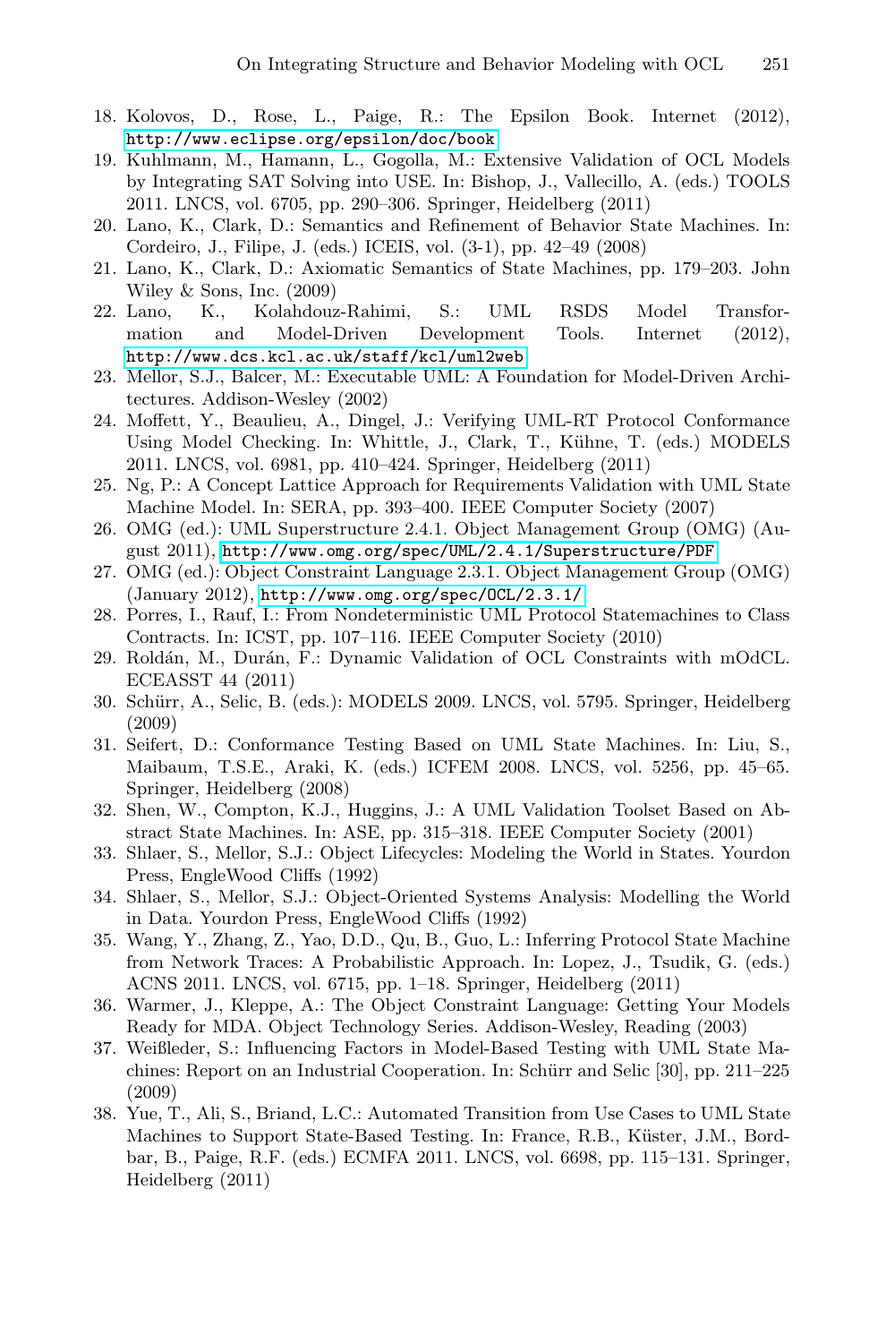18. Kolovos, D., Rose, L., Paige, R.: The Epsilon Book. Internet (2012), http://www.eclipse.org/epsilon/doc/book
19. Kuhlmann, M., Hamann, L., Gogolla, M.: Extensive Validation of OCL Models by Integrating SAT Solving into USE. In: Bishop, J., Vallecillo, A. (eds.) TOOLS 2011. LNCS, vol. 6705, pp. 290–306. Springer, Heidelberg (2011)
20. Lano, K., Clark, D.: Semantics and Refinement of Behavior State Machines. In: Cordeiro, J., Filipe, J. (eds.) ICEIS, vol. (3-1), pp. 42–49 (2008)
21. Lano, K., Clark, D.: Axiomatic Semantics of State Machines, pp. 179–203. John Wiley & Sons, Inc. (2009)
22. Lano, K., Kolahdouz-Rahimi, S.: UML RSDS Model Transformation and Model-Driven Development Tools. Internet (2012), http://www.dcs.kcl.ac.uk/staff/kcl/uml2web
23. Mellor, S.J., Balcer, M.: Executable UML: A Foundation for Model-Driven Architectures. Addison-Wesley (2002)
24. Moffett, Y., Beaulieu, A., Dingel, J.: Verifying UML-RT Protocol Conformance Using Model Checking. In: Whittle, J., Clark, T., Kühne, T. (eds.) MODELS 2011. LNCS, vol. 6981, pp. 410–424. Springer, Heidelberg (2011)
25. Ng, P.: A Concept Lattice Approach for Requirements Validation with UML State Machine Model. In: SERA, pp. 393–400. IEEE Computer Society (2007)
26. OMG (ed.): UML Superstructure 2.4.1. Object Management Group (OMG) (August 2011), http://www.omg.org/spec/UML/2.4.1/Superstructure/PDF
27. OMG (ed.): Object Constraint Language 2.3.1. Object Management Group (OMG) (January 2012), http://www.omg.org/spec/OCL/2.3.1/
28. Porres, I., Rauf, I.: From Nondeterministic UML Protocol Statemachines to Class Contracts. In: ICST, pp. 107–116. IEEE Computer Society (2010)
29. Roldán, M., Durán, F.: Dynamic Validation of OCL Constraints with mOdCL. ECEASST 44 (2011)
30. Schürr, A., Selic, B. (eds.): MODELS 2009. LNCS, vol. 5795. Springer, Heidelberg (2009)
31. Seifert, D.: Conformance Testing Based on UML State Machines. In: Liu, S., Maibaum, T.S.E., Araki, K. (eds.) ICFEM 2008. LNCS, vol. 5256, pp. 45–65. Springer, Heidelberg (2008)
32. Shen, W., Compton, K.J., Huggins, J.: A UML Validation Toolset Based on Abstract State Machines. In: ASE, pp. 315–318. IEEE Computer Society (2001)
33. Shlaer, S., Mellor, S.J.: Object Lifecycles: Modeling the World in States. Yourdon Press, EngleWood Cliffs (1992)
34. Shlaer, S., Mellor, S.J.: Object-Oriented Systems Analysis: Modelling the World in Data. Yourdon Press, EngleWood Cliffs (1992)
35. Wang, Y., Zhang, Z., Yao, D.D., Qu, B., Guo, L.: Inferring Protocol State Machine from Network Traces: A Probabilistic Approach. In: Lopez, J., Tsudik, G. (eds.) ACNS 2011. LNCS, vol. 6715, pp. 1–18. Springer, Heidelberg (2011)
36. Warmer, J., Kleppe, A.: The Object Constraint Language: Getting Your Models Ready for MDA. Object Technology Series. Addison-Wesley, Reading (2003)
37. Weißleder, S.: Influencing Factors in Model-Based Testing with UML State Machines: Report on an Industrial Cooperation. In: Schürr and Selic [30], pp. 211–225 (2009)
38. Yue, T., Ali, S., Briand, L.C.: Automated Transition from Use Cases to UML State Machines to Support State-Based Testing. In: France, R.B., Küster, J.M., Bordbar, B., Paige, R.F. (eds.) ECMFA 2011. LNCS, vol. 6698, pp. 115–131. Springer, Heidelberg (2011)